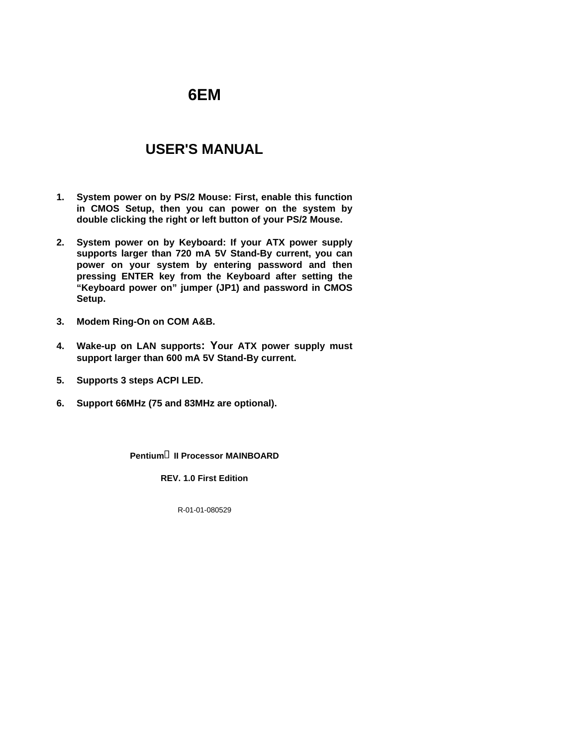# 6EM

# USER'S MANUAL

1. **System power on by PS/2 Mouse: First, enable this function in CMOS Setup, then you can power on the system by double clicking the right or left button of your PS/2 Mouse.**

2. **System power on by Keyboard: If your ATX power supply supports larger than 720 mA 5V Stand-By current, you can power on your system by entering password and then pressing ENTER key from the Keyboard after setting the "Keyboard power on" jumper (JP1) and password in CMOS Setup.**

3. **Modem Ring-On on COM A&B.**

4. **Wake-up on LAN supports: Your ATX power supply must support larger than 600 mA 5V Stand-By current.**

5. **Supports 3 steps ACPI LED.**

6. **Support 66MHz (75 and 83MHz are optional).**

**Pentium II Processor MAINBOARD**

**REV. 1.0 First Edition**

R-01-01-080529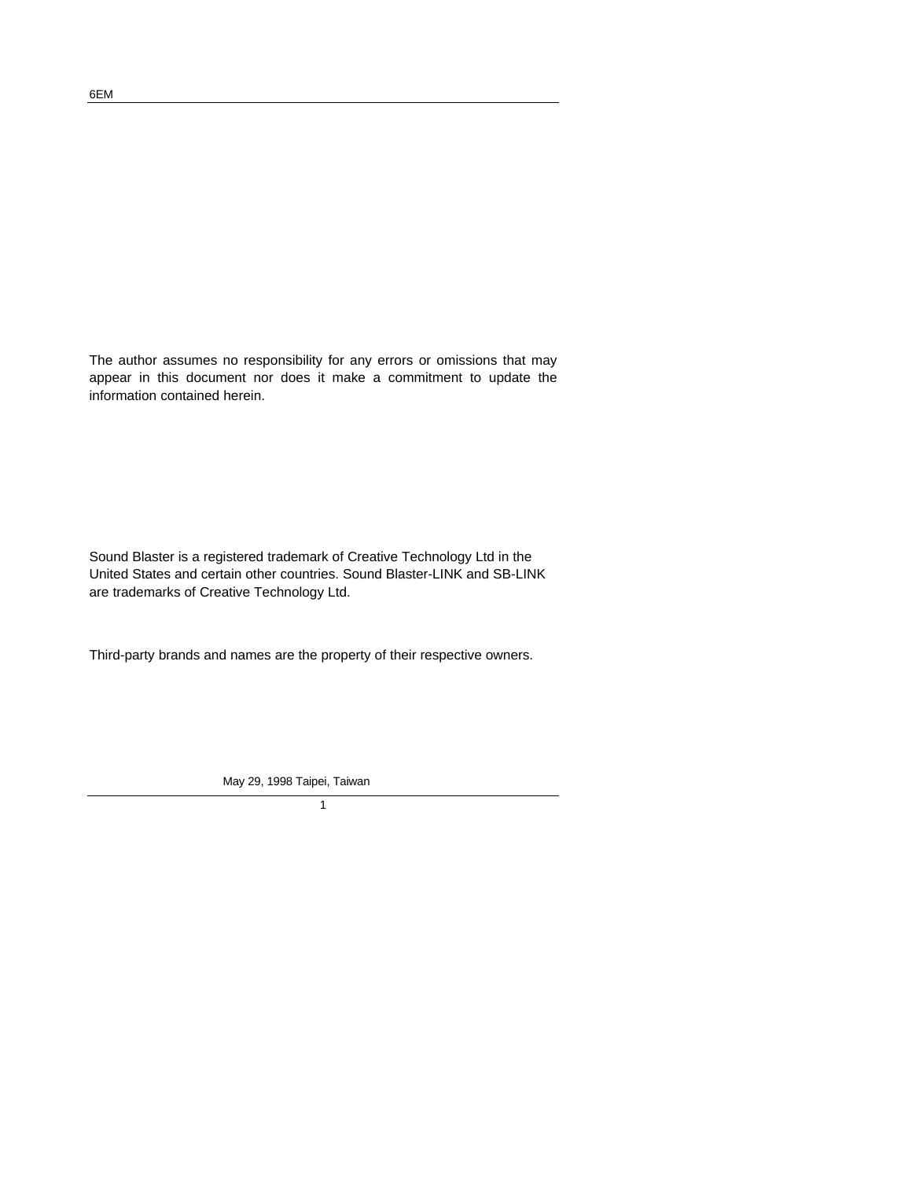The author assumes no responsibility for any errors or omissions that may appear in this document nor does it make a commitment to update the information contained herein.

Sound Blaster is a registered trademark of Creative Technology Ltd in the United States and certain other countries. Sound Blaster-LINK and SB-LINK are trademarks of Creative Technology Ltd.

Third-party brands and names are the property of their respective owners.

May 29, 1998 Taipei, Taiwan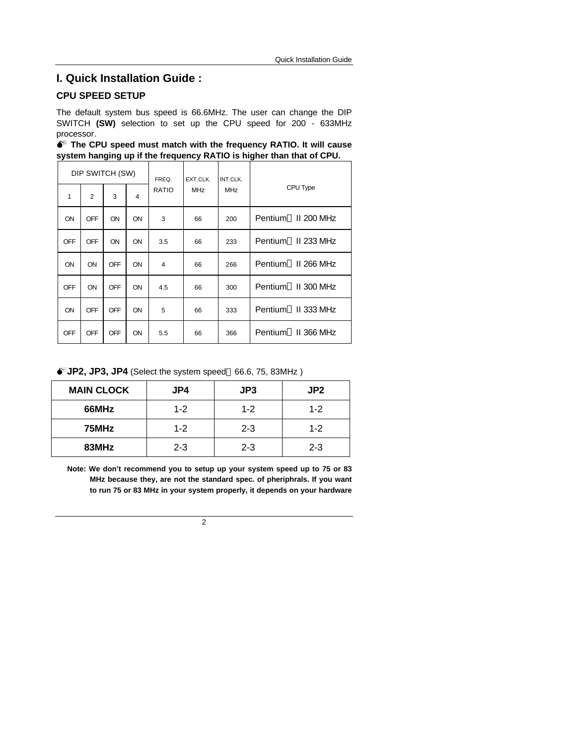# I. Quick Installation Guide :

## CPU SPEED SETUP

The default system bus speed is 66.6MHz. The user can change the DIP SWITCH **(SW)** selection to set up the CPU speed for 200 - 633MHz processor.

**The CPU speed must match with the frequency RATIO. It will cause system hanging up if the frequency RATIO is higher than that of CPU.**

| DIP SWITCH (SW) | | | | FREQ. RATIO | EXT.CLK. MHz | INT.CLK. MHz | CPU Type |
|---|---|---|---|---|---|---|---|
| 1 | 2 | 3 | 4 | | | | |
| ON | OFF | ON | ON | 3 | 66 | 200 | Pentium II 200 MHz |
| OFF | OFF | ON | ON | 3.5 | 66 | 233 | Pentium II 233 MHz |
| ON | ON | OFF | ON | 4 | 66 | 266 | Pentium II 266 MHz |
| OFF | ON | OFF | ON | 4.5 | 66 | 300 | Pentium II 300 MHz |
| ON | OFF | OFF | ON | 5 | 66 | 333 | Pentium II 333 MHz |
| OFF | OFF | OFF | ON | 5.5 | 66 | 366 | Pentium II 366 MHz |

**JP2, JP3, JP4** (Select the system speed 66.6, 75, 83MHz )

| MAIN CLOCK | JP4 | JP3 | JP2 |
|---|---|---|---|
| **66MHz** | 1-2 | 1-2 | 1-2 |
| **75MHz** | 1-2 | 2-3 | 1-2 |
| **83MHz** | 2-3 | 2-3 | 2-3 |

**Note: We don't recommend you to setup up your system speed up to 75 or 83 MHz because they, are not the standard spec. of pheriphrals. If you want to run 75 or 83 MHz in your system properly, it depends on your hardware**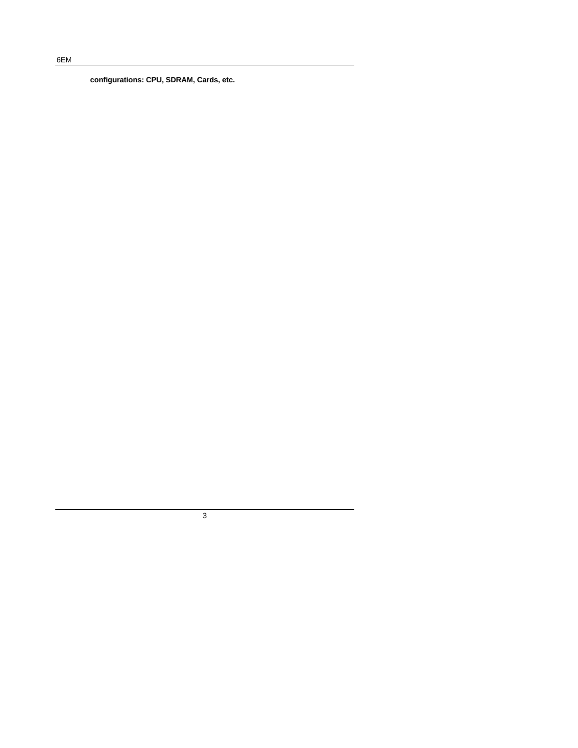**configurations: CPU, SDRAM, Cards, etc.**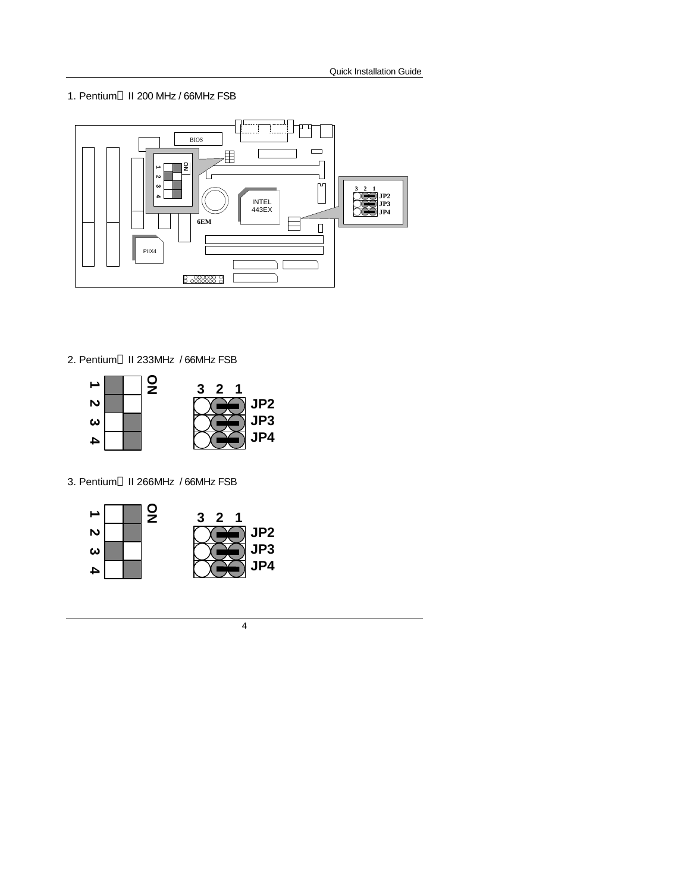1. Pentium® II 200 MHz / 66MHz FSB

2. Pentium® II 233MHz / 66MHz FSB

3. Pentium® II 266MHz / 66MHz FSB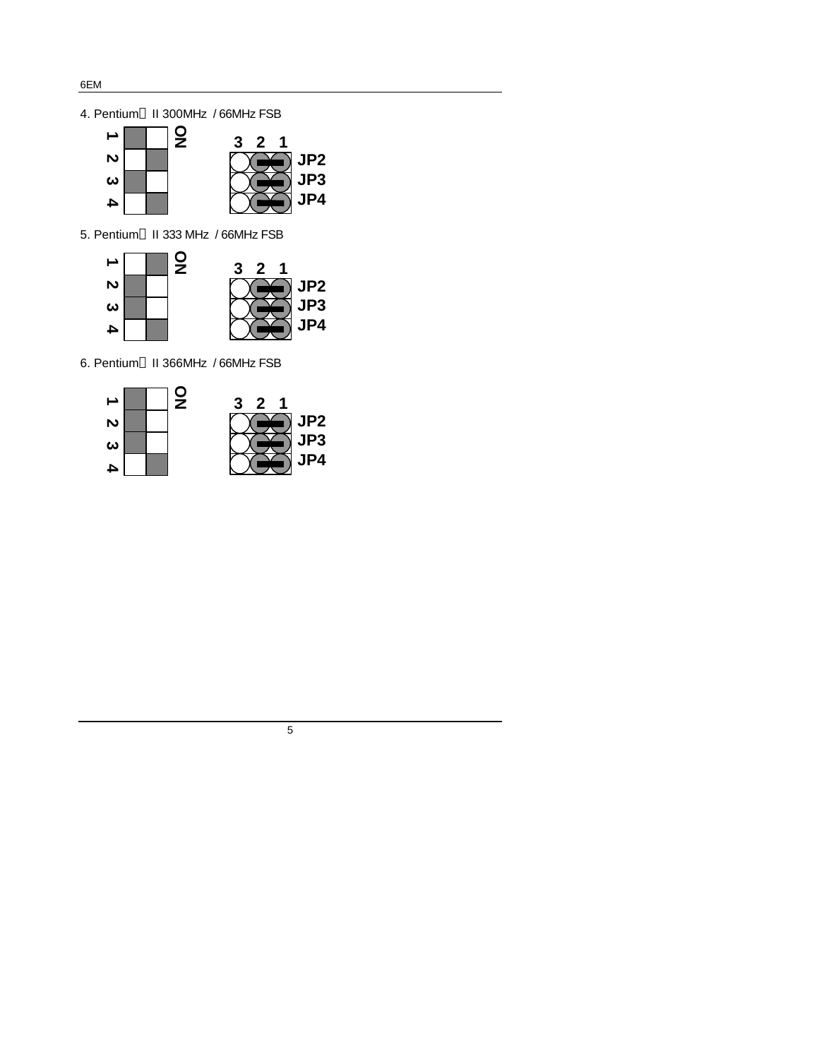4. Pentium II 300MHz / 66MHz FSB

| DIP Switch | Setting |
|---|---|
| 1 | ON |
| 2 | OFF |
| 3 | ON |
| 4 | OFF |

| Jumper | Setting |
|---|---|
| JP2 | 1-2 |
| JP3 | 1-2 |
| JP4 | 1-2 |

5. Pentium II 333 MHz / 66MHz FSB

| DIP Switch | Setting |
|---|---|
| 1 | OFF |
| 2 | ON |
| 3 | ON |
| 4 | OFF |

| Jumper | Setting |
|---|---|
| JP2 | 1-2 |
| JP3 | 1-2 |
| JP4 | 1-2 |

6. Pentium II 366MHz / 66MHz FSB

| DIP Switch | Setting |
|---|---|
| 1 | ON |
| 2 | ON |
| 3 | ON |
| 4 | OFF |

| Jumper | Setting |
|---|---|
| JP2 | 1-2 |
| JP3 | 1-2 |
| JP4 | 1-2 |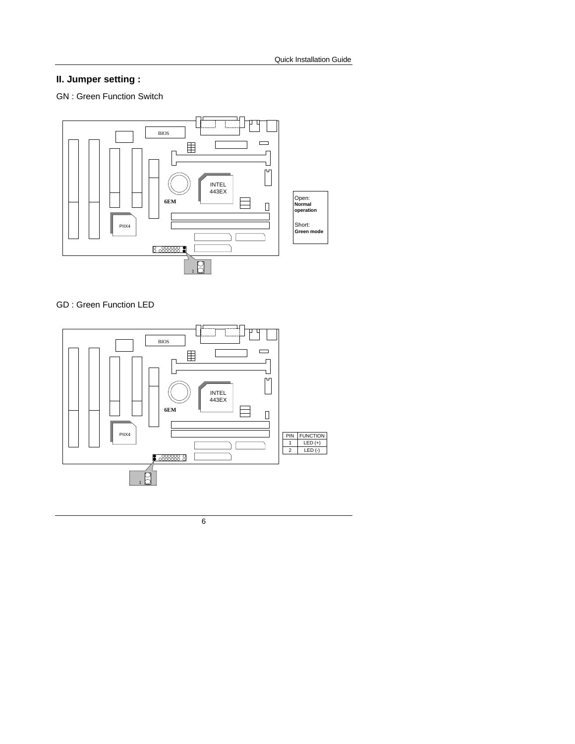## II. Jumper setting :

GN : Green Function Switch

Open: **Normal operation**

Short: **Green mode**

GD : Green Function LED

| PIN | FUNCTION |
|---|---|
| 1 | LED (+) |
| 2 | LED (-) |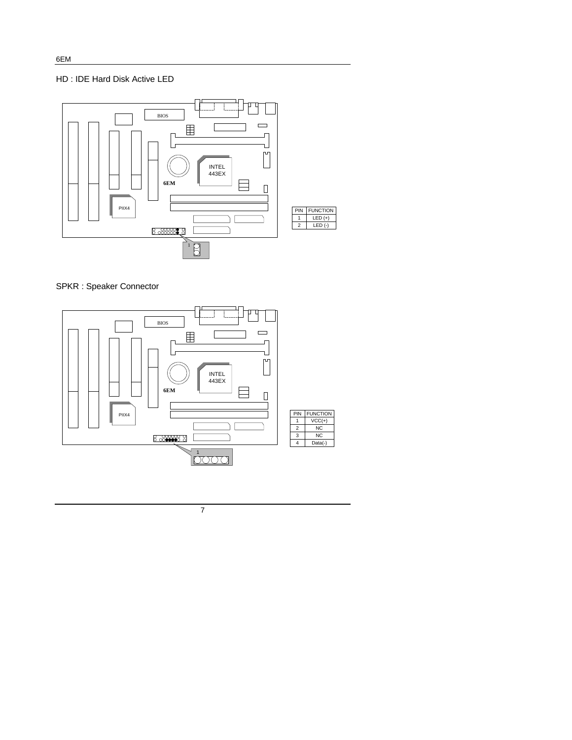## HD : IDE Hard Disk Active LED

| PIN | FUNCTION |
| --- | --- |
| 1 | LED (+) |
| 2 | LED (-) |

## SPKR : Speaker Connector

| PIN | FUNCTION |
| --- | --- |
| 1 | VCC(+) |
| 2 | NC |
| 3 | NC |
| 4 | Data(-) |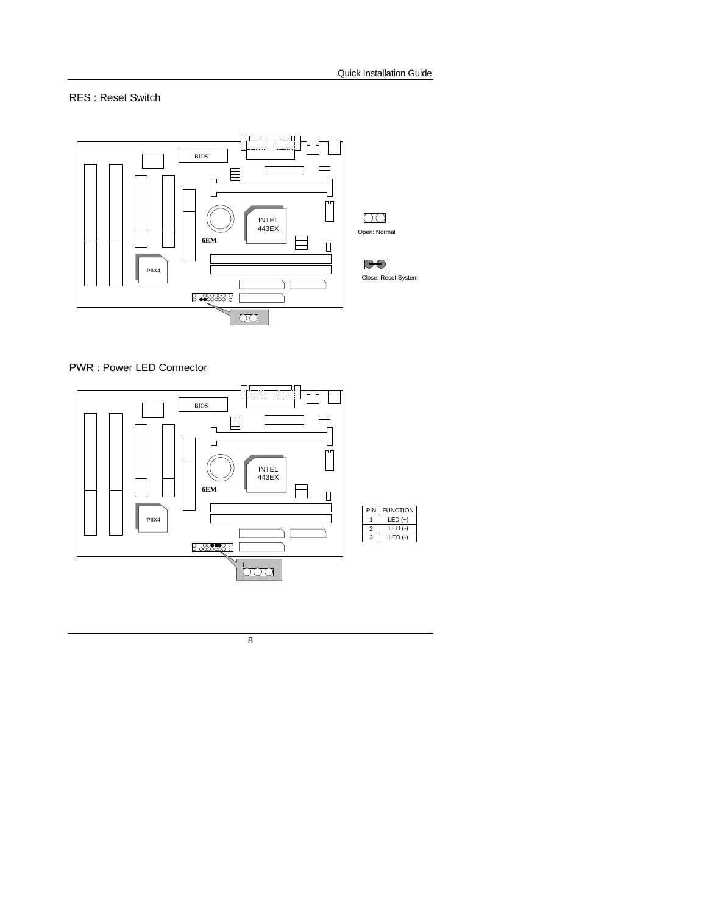## RES : Reset Switch

Open: Normal

Close: Reset System

## PWR : Power LED Connector

| PIN | FUNCTION |
| --- | --- |
| 1 | LED (+) |
| 2 | LED (-) |
| 3 | LED (-) |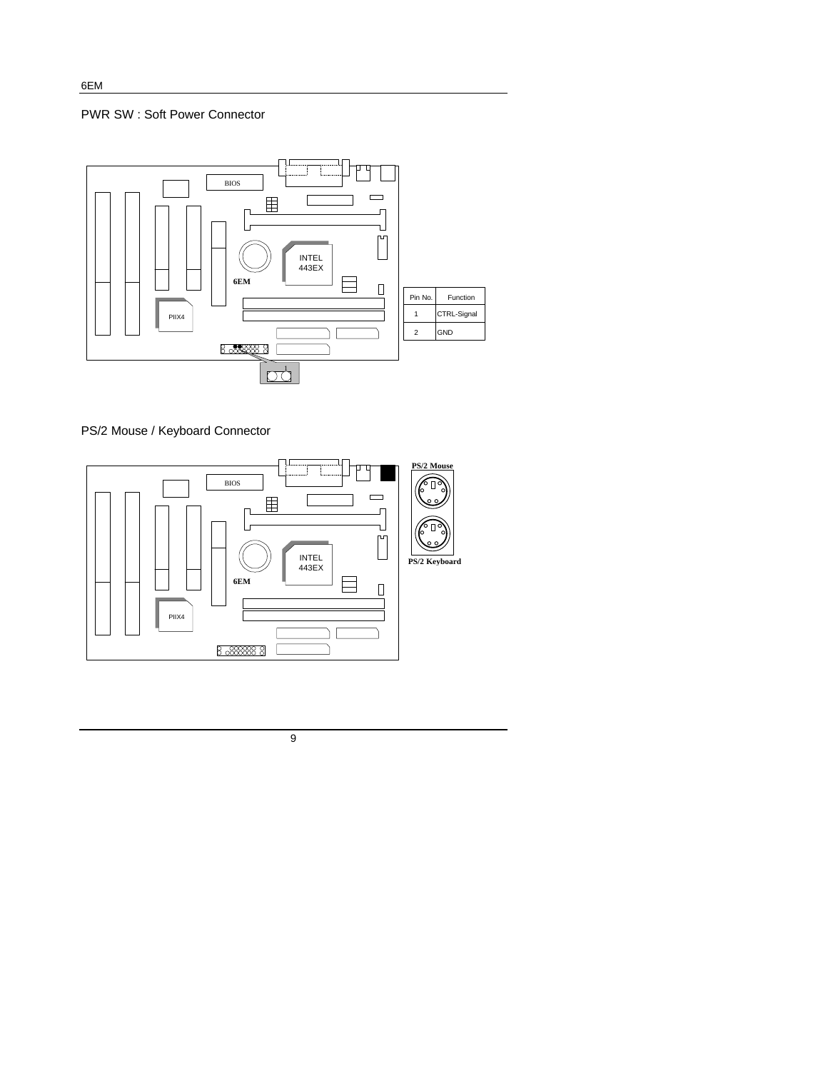## PWR SW : Soft Power Connector

| Pin No. | Function |
| --- | --- |
| 1 | CTRL-Signal |
| 2 | GND |

## PS/2 Mouse / Keyboard Connector

**PS/2 Mouse**

**PS/2 Keyboard**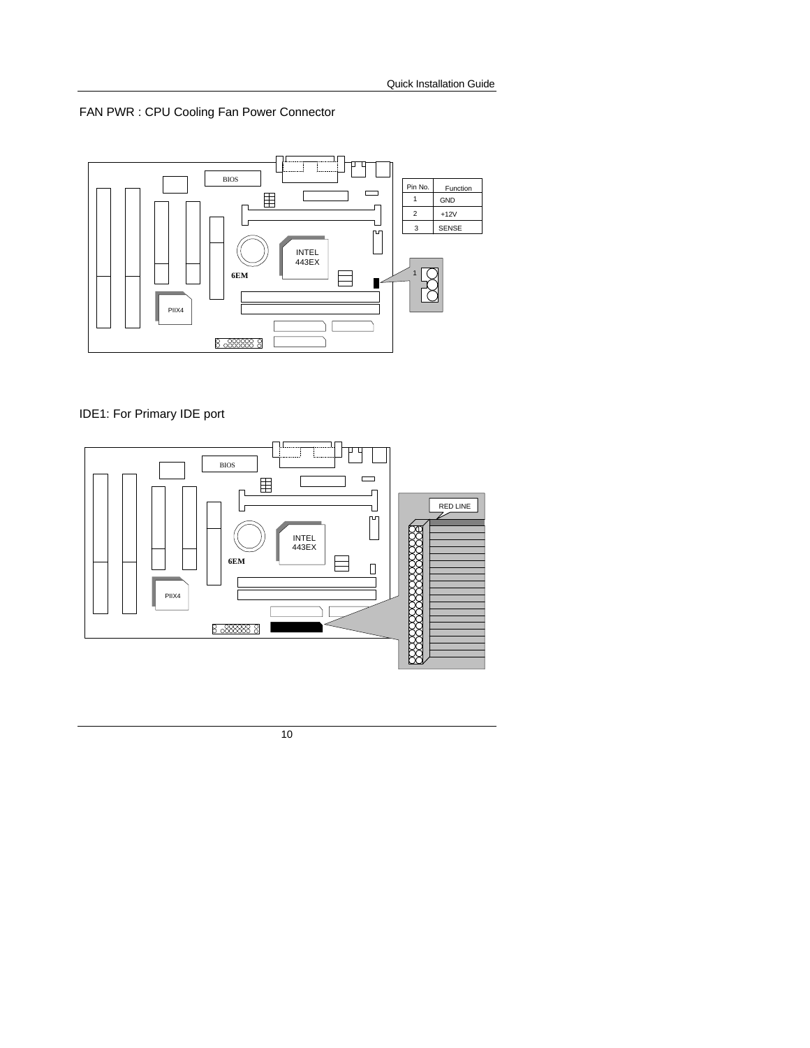FAN PWR : CPU Cooling Fan Power Connector

| Pin No. | Function |
| --- | --- |
| 1 | GND |
| 2 | +12V |
| 3 | SENSE |

IDE1: For Primary IDE port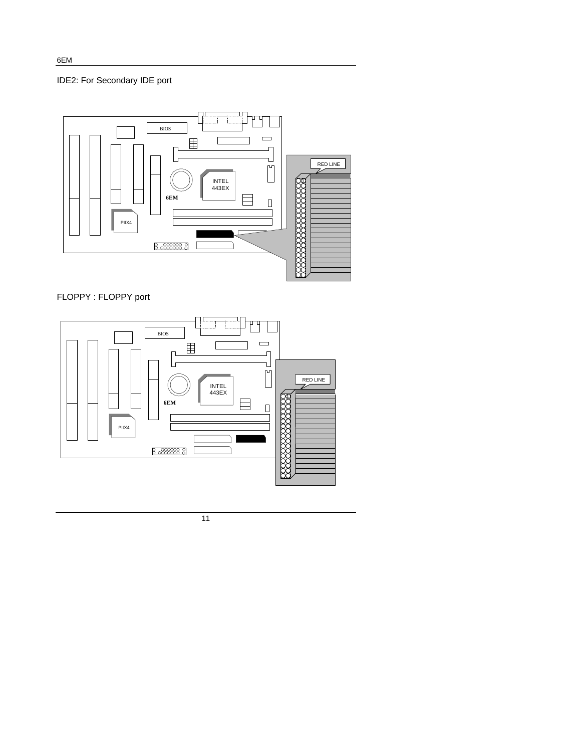IDE2: For Secondary IDE port

FLOPPY : FLOPPY port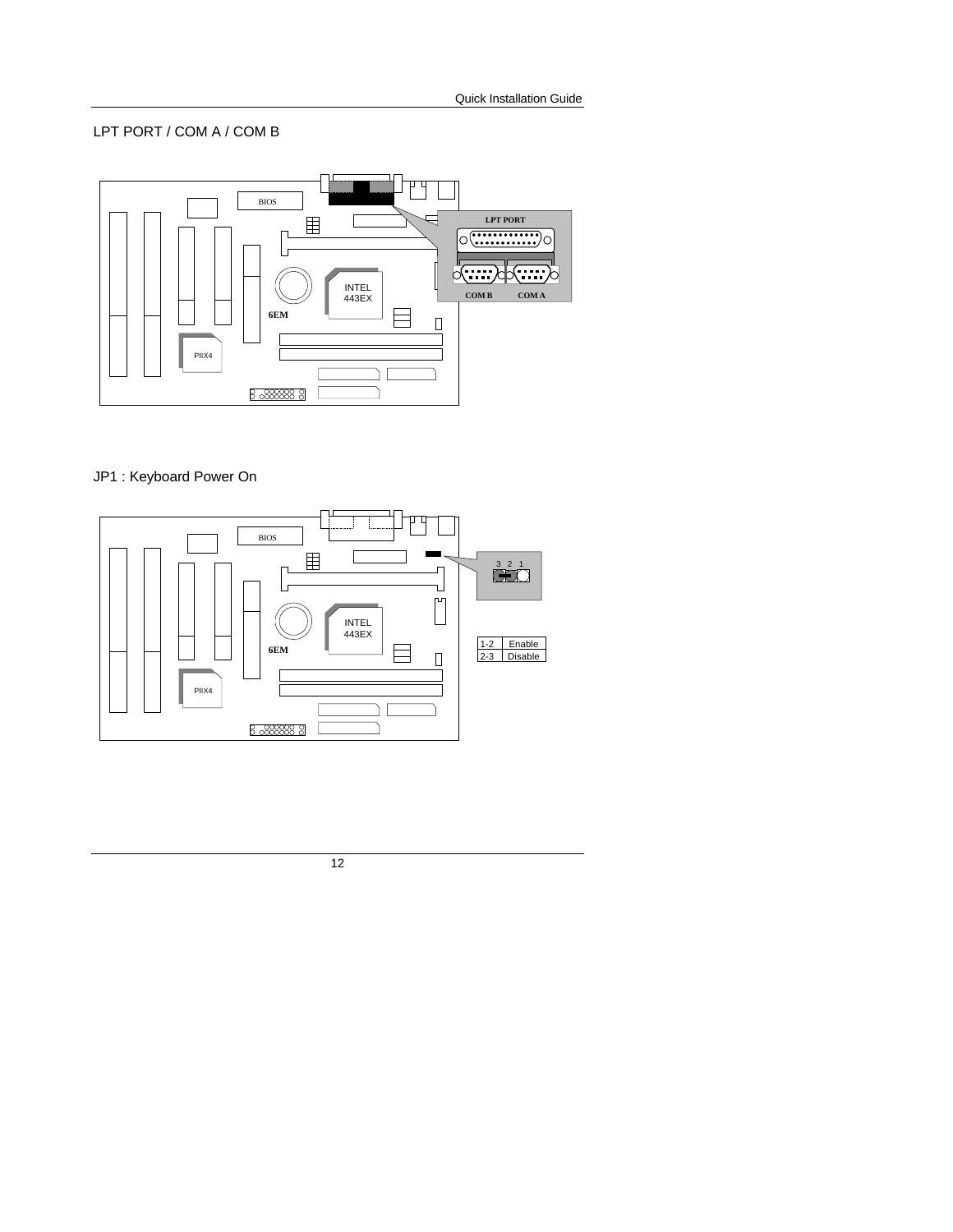## LPT PORT / COM A / COM B

## JP1 : Keyboard Power On

| 1-2 | Enable |
|---|---|
| 2-3 | Disable |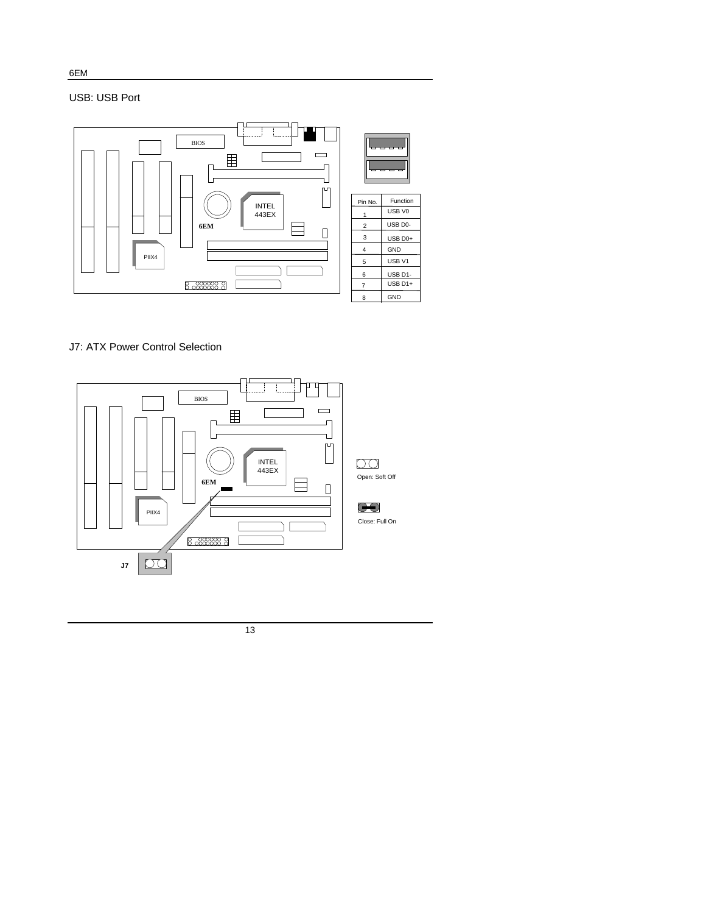## USB: USB Port

| Pin No. | Function |
|---|---|
| 1 | USB V0 |
| 2 | USB D0- |
| 3 | USB D0+ |
| 4 | GND |
| 5 | USB V1 |
| 6 | USB D1- |
| 7 | USB D1+ |
| 8 | GND |

## J7: ATX Power Control Selection

J7

Open: Soft Off

Close: Full On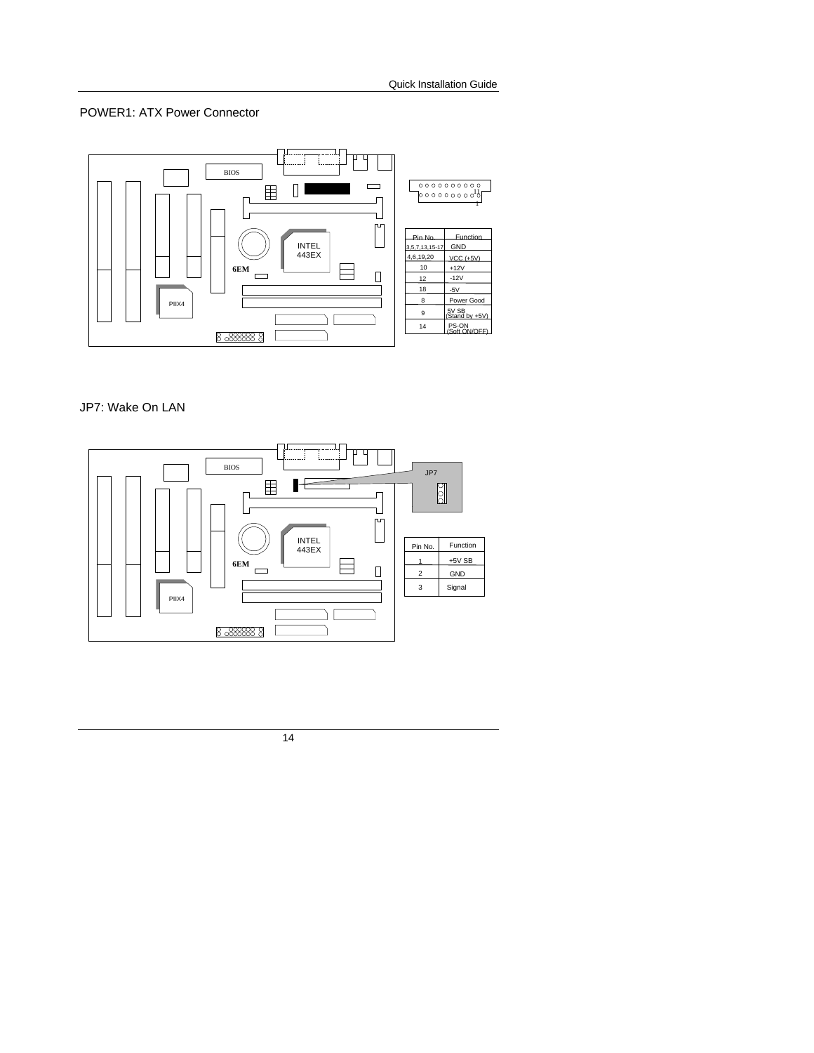## POWER1: ATX Power Connector

| Pin No. | Function |
| --- | --- |
| 3,5,7,13,15-17 | GND |
| 4,6,19,20 | VCC (+5V) |
| 10 | +12V |
| 12 | -12V |
| 18 | -5V |
| 8 | Power Good |
| 9 | 5V SB (Stand by +5V) |
| 14 | PS-ON (Soft ON/OFF) |

## JP7: Wake On LAN

| Pin No. | Function |
| --- | --- |
| 1 | +5V SB |
| 2 | GND |
| 3 | Signal |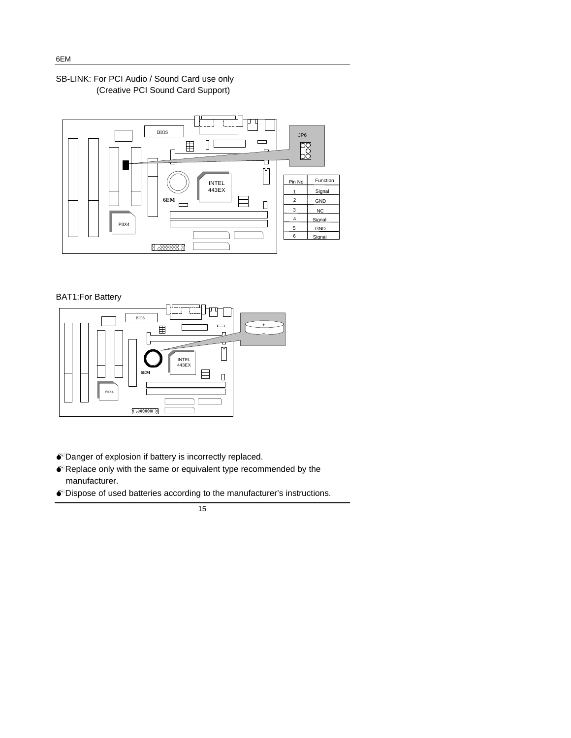SB-LINK: For PCI Audio / Sound Card use only
(Creative PCI Sound Card Support)

JP6

| Pin No. | Function |
|---|---|
| 1 | Signal |
| 2 | GND |
| 3 | NC |
| 4 | Signal |
| 5 | GND |
| 6 | Signal |

BAT1:For Battery

- Danger of explosion if battery is incorrectly replaced.
- Replace only with the same or equivalent type recommended by the manufacturer.
- Dispose of used batteries according to the manufacturer's instructions.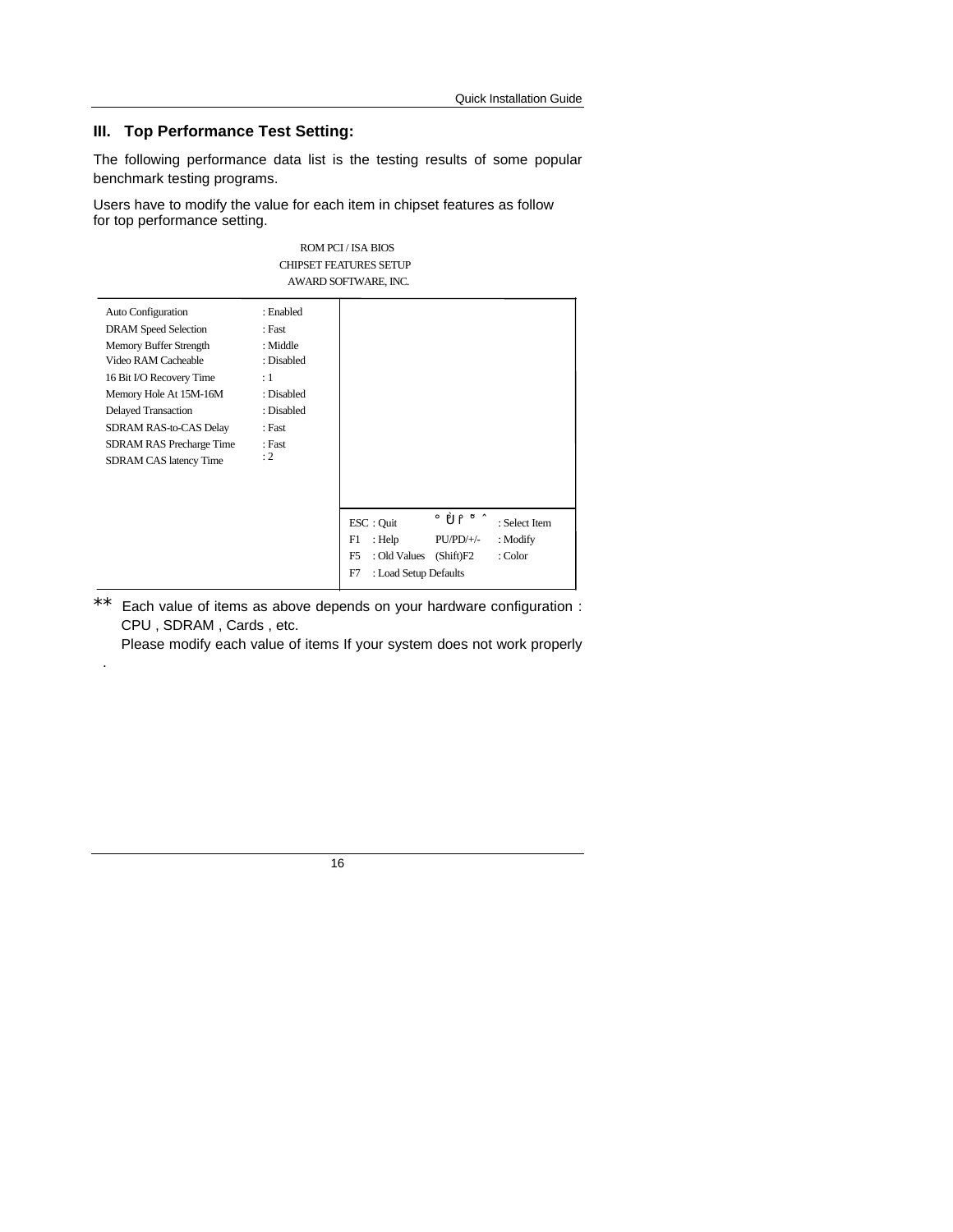## III. Top Performance Test Setting:

The following performance data list is the testing results of some popular benchmark testing programs.

Users have to modify the value for each item in chipset features as follow for top performance setting.

ROM PCI / ISA BIOS
CHIPSET FEATURES SETUP
AWARD SOFTWARE, INC.

| Setting | Value |
|---|---|
| Auto Configuration | : Enabled |
| DRAM Speed Selection | : Fast |
| Memory Buffer Strength | : Middle |
| Video RAM Cacheable | : Disabled |
| 16 Bit I/O Recovery Time | : 1 |
| Memory Hole At 15M-16M | : Disabled |
| Delayed Transaction | : Disabled |
| SDRAM RAS-to-CAS Delay | : Fast |
| SDRAM RAS Precharge Time | : Fast |
| SDRAM CAS latency Time | : 2 |

| | | | |
|---|---|---|---|
| ESC : Quit | | ↑↓→← | : Select Item |
| F1 : Help | | PU/PD/+/- | : Modify |
| F5 : Old Values | | (Shift)F2 | : Color |
| F7 : Load Setup Defaults | | | |

** Each value of items as above depends on your hardware configuration : CPU , SDRAM , Cards , etc.
Please modify each value of items If your system does not work properly .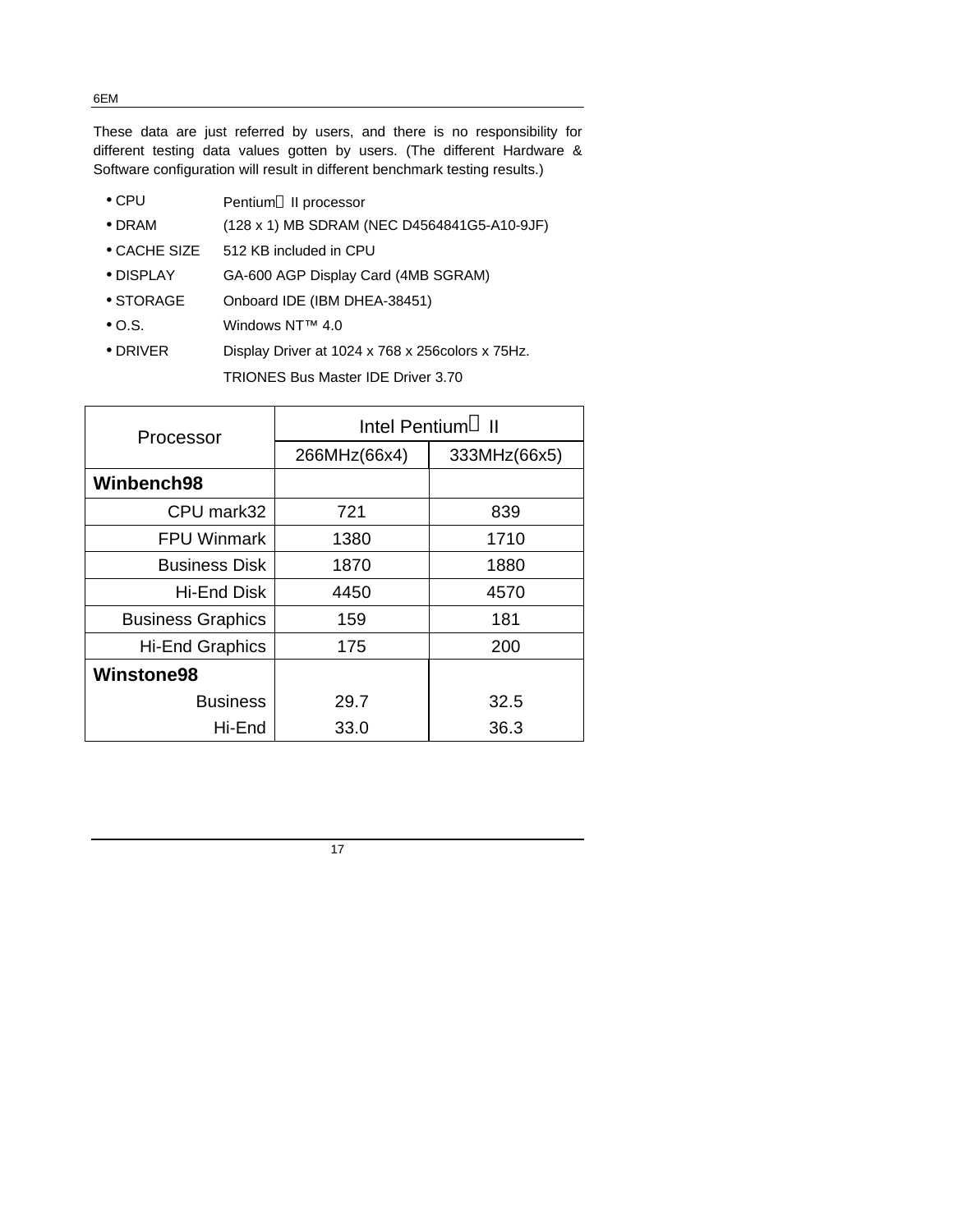These data are just referred by users, and there is no responsibility for different testing data values gotten by users. (The different Hardware & Software configuration will result in different benchmark testing results.)

- CPU Pentium II processor
- DRAM (128 x 1) MB SDRAM (NEC D4564841G5-A10-9JF)
- CACHE SIZE 512 KB included in CPU
- DISPLAY GA-600 AGP Display Card (4MB SGRAM)
- STORAGE Onboard IDE (IBM DHEA-38451)
- O.S. Windows NT™ 4.0
- DRIVER Display Driver at 1024 x 768 x 256colors x 75Hz.
  TRIONES Bus Master IDE Driver 3.70

| Processor | Intel Pentium II | |
|---|---|---|
| | 266MHz(66x4) | 333MHz(66x5) |
| **Winbench98** | | |
| CPU mark32 | 721 | 839 |
| FPU Winmark | 1380 | 1710 |
| Business Disk | 1870 | 1880 |
| Hi-End Disk | 4450 | 4570 |
| Business Graphics | 159 | 181 |
| Hi-End Graphics | 175 | 200 |
| **Winstone98** | | |
| Business | 29.7 | 32.5 |
| Hi-End | 33.0 | 36.3 |